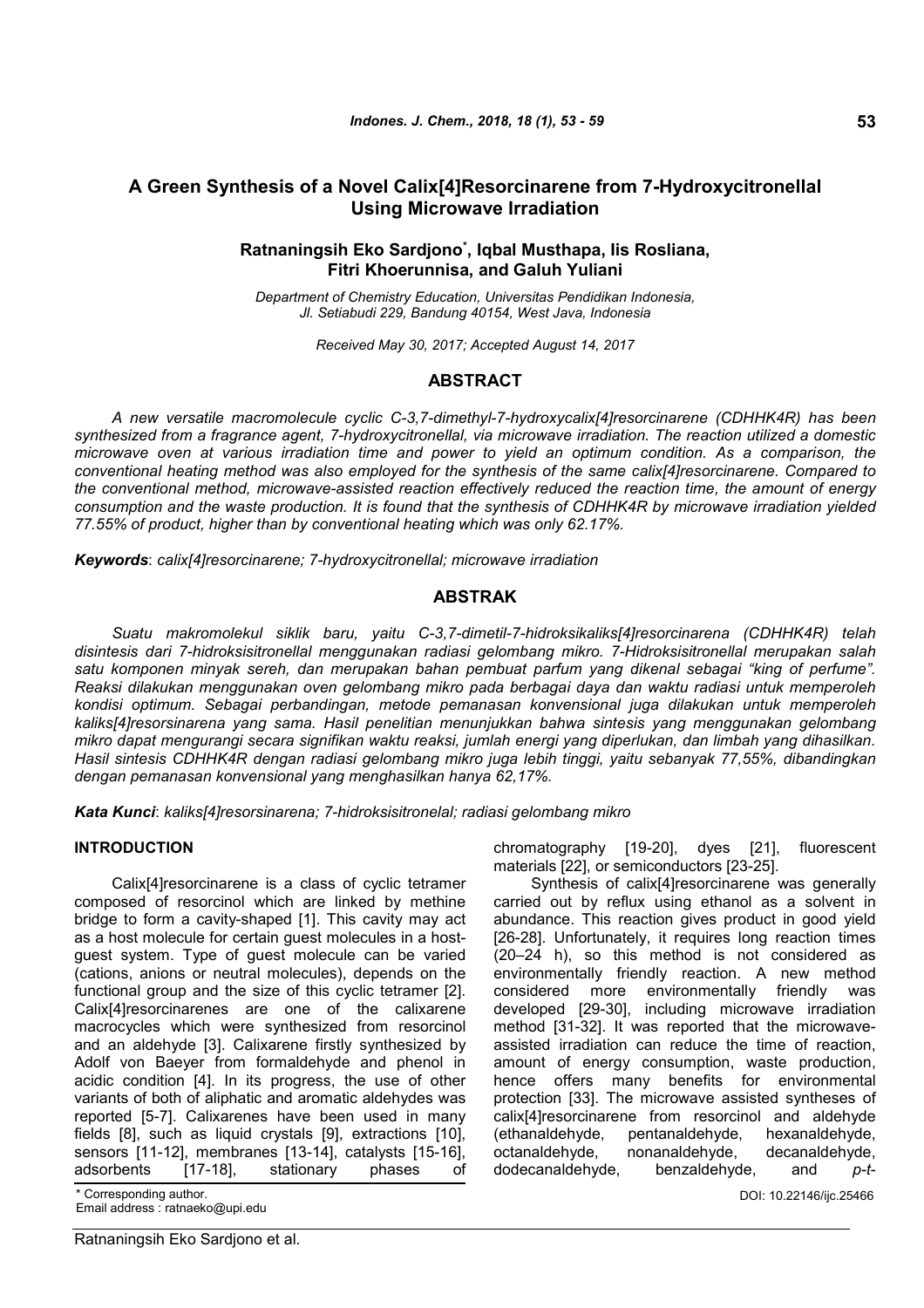# A Green Synthesis of a Novel Calix[4]Resorcinarene from 7-Hydroxycitronellal Using Microwave Irradiation

**Ratnaningsih Eko Sardjono[*], Iqbal Musthapa, Iis Rosliana, Fitri Khoerunnisa, and Galuh Yuliani**

*Department of Chemistry Education, Universitas Pendidikan Indonesia, Jl. Setiabudi 229, Bandung 40154, West Java, Indonesia*

*Received May 30, 2017; Accepted August 14, 2017*

## ABSTRACT

*A new versatile macromolecule cyclic C-3,7-dimethyl-7-hydroxycalix[4]resorcinarene (CDHHK4R) has been synthesized from a fragrance agent, 7-hydroxycitronellal, via microwave irradiation. The reaction utilized a domestic microwave oven at various irradiation time and power to yield an optimum condition. As a comparison, the conventional heating method was also employed for the synthesis of the same calix[4]resorcinarene. Compared to the conventional method, microwave-assisted reaction effectively reduced the reaction time, the amount of energy consumption and the waste production. It is found that the synthesis of CDHHK4R by microwave irradiation yielded 77.55% of product, higher than by conventional heating which was only 62.17%.*

***Keywords***: *calix[4]resorcinarene; 7-hydroxycitronellal; microwave irradiation*

## ABSTRAK

*Suatu makromolekul siklik baru, yaitu C-3,7-dimetil-7-hidroksikaliks[4]resorcinarena (CDHHK4R) telah disintesis dari 7-hidroksisitronellal menggunakan radiasi gelombang mikro. 7-Hidroksisitronellal merupakan salah satu komponen minyak sereh, dan merupakan bahan pembuat parfum yang dikenal sebagai "king of perfume". Reaksi dilakukan menggunakan oven gelombang mikro pada berbagai daya dan waktu radiasi untuk memperoleh kondisi optimum. Sebagai perbandingan, metode pemanasan konvensional juga dilakukan untuk memperoleh kaliks[4]resorsinarena yang sama. Hasil penelitian menunjukkan bahwa sintesis yang menggunakan gelombang mikro dapat mengurangi secara signifikan waktu reaksi, jumlah energi yang diperlukan, dan limbah yang dihasilkan. Hasil sintesis CDHHK4R dengan radiasi gelombang mikro juga lebih tinggi, yaitu sebanyak 77,55%, dibandingkan dengan pemanasan konvensional yang menghasilkan hanya 62,17%.*

***Kata Kunci***: *kaliks[4]resorsinarena; 7-hidroksisitronelal; radiasi gelombang mikro*

## INTRODUCTION

Calix[4]resorcinarene is a class of cyclic tetramer composed of resorcinol which are linked by methine bridge to form a cavity-shaped [1]. This cavity may act as a host molecule for certain guest molecules in a host-guest system. Type of guest molecule can be varied (cations, anions or neutral molecules), depends on the functional group and the size of this cyclic tetramer [2]. Calix[4]resorcinarenes are one of the calixarene macrocycles which were synthesized from resorcinol and an aldehyde [3]. Calixarene firstly synthesized by Adolf von Baeyer from formaldehyde and phenol in acidic condition [4]. In its progress, the use of other variants of both of aliphatic and aromatic aldehydes was reported [5-7]. Calixarenes have been used in many fields [8], such as liquid crystals [9], extractions [10], sensors [11-12], membranes [13-14], catalysts [15-16], adsorbents [17-18], stationary phases of chromatography [19-20], dyes [21], fluorescent materials [22], or semiconductors [23-25].

Synthesis of calix[4]resorcinarene was generally carried out by reflux using ethanol as a solvent in abundance. This reaction gives product in good yield [26-28]. Unfortunately, it requires long reaction times (20–24 h), so this method is not considered as environmentally friendly reaction. A new method considered more environmentally friendly was developed [29-30], including microwave irradiation method [31-32]. It was reported that the microwave-assisted irradiation can reduce the time of reaction, amount of energy consumption, waste production, hence offers many benefits for environmental protection [33]. The microwave assisted syntheses of calix[4]resorcinarene from resorcinol and aldehyde (ethanaldehyde, pentanaldehyde, hexanaldehyde, octanaldehyde, nonanaldehyde, decanaldehyde, dodecanaldehyde, benzaldehyde, and *p-t-*

[*] Corresponding author.
Email address : ratnaeko@upi.edu

DOI: 10.22146/ijc.25466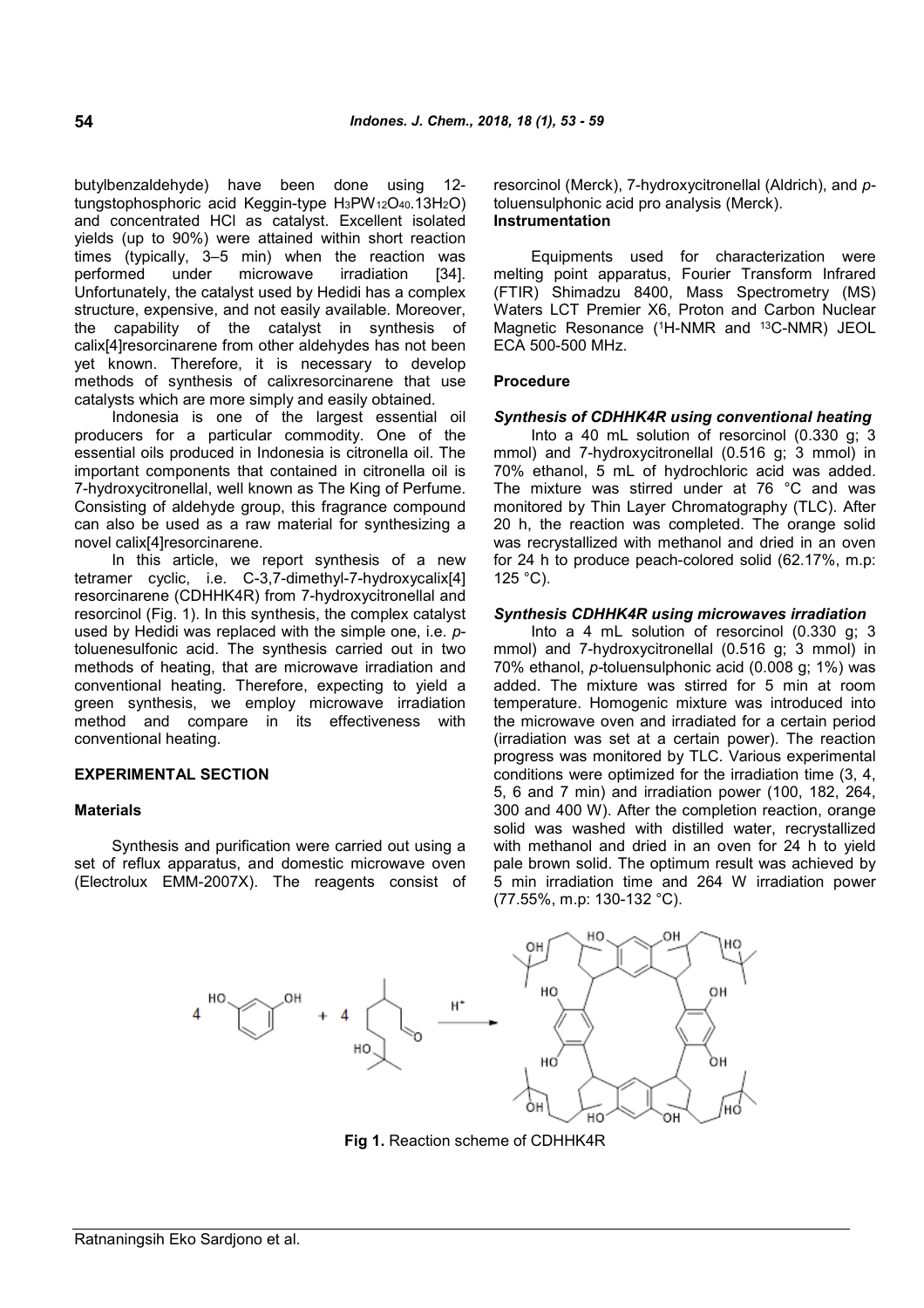butylbenzaldehyde) have been done using 12-tungstophosphoric acid Keggin-type $H_3PW_{12}O_{40}.13H_2O$) and concentrated HCl as catalyst. Excellent isolated yields (up to 90%) were attained within short reaction times (typically, 3–5 min) when the reaction was performed under microwave irradiation [34]. Unfortunately, the catalyst used by Hedidi has a complex structure, expensive, and not easily available. Moreover, the capability of the catalyst in synthesis of calix[4]resorcinarene from other aldehydes has not been yet known. Therefore, it is necessary to develop methods of synthesis of calixresorcinarene that use catalysts which are more simply and easily obtained.

Indonesia is one of the largest essential oil producers for a particular commodity. One of the essential oils produced in Indonesia is citronella oil. The important components that contained in citronella oil is 7-hydroxycitronellal, well known as The King of Perfume. Consisting of aldehyde group, this fragrance compound can also be used as a raw material for synthesizing a novel calix[4]resorcinarene.

In this article, we report synthesis of a new tetramer cyclic, i.e. C-3,7-dimethyl-7-hydroxycalix[4] resorcinarene (CDHHK4R) from 7-hydroxycitronellal and resorcinol (Fig. 1). In this synthesis, the complex catalyst used by Hedidi was replaced with the simple one, i.e. *p*-toluenesulfonic acid. The synthesis carried out in two methods of heating, that are microwave irradiation and conventional heating. Therefore, expecting to yield a green synthesis, we employ microwave irradiation method and compare in its effectiveness with conventional heating.

## EXPERIMENTAL SECTION

### Materials

Synthesis and purification were carried out using a set of reflux apparatus, and domestic microwave oven (Electrolux EMM-2007X). The reagents consist of resorcinol (Merck), 7-hydroxycitronellal (Aldrich), and *p*-toluensulphonic acid pro analysis (Merck).

### Instrumentation

Equipments used for characterization were melting point apparatus, Fourier Transform Infrared (FTIR) Shimadzu 8400, Mass Spectrometry (MS) Waters LCT Premier X6, Proton and Carbon Nuclear Magnetic Resonance ($^1$H-NMR and $^{13}$C-NMR) JEOL ECA 500-500 MHz.

### Procedure

#### *Synthesis of CDHHK4R using conventional heating*

Into a 40 mL solution of resorcinol (0.330 g; 3 mmol) and 7-hydroxycitronellal (0.516 g; 3 mmol) in 70% ethanol, 5 mL of hydrochloric acid was added. The mixture was stirred under at 76 °C and was monitored by Thin Layer Chromatography (TLC). After 20 h, the reaction was completed. The orange solid was recrystallized with methanol and dried in an oven for 24 h to produce peach-colored solid (62.17%, m.p: 125 °C).

#### *Synthesis CDHHK4R using microwaves irradiation*

Into a 4 mL solution of resorcinol (0.330 g; 3 mmol) and 7-hydroxycitronellal (0.516 g; 3 mmol) in 70% ethanol, *p*-toluensulphonic acid (0.008 g; 1%) was added. The mixture was stirred for 5 min at room temperature. Homogenic mixture was introduced into the microwave oven and irradiated for a certain period (irradiation was set at a certain power). The reaction progress was monitored by TLC. Various experimental conditions were optimized for the irradiation time (3, 4, 5, 6 and 7 min) and irradiation power (100, 182, 264, 300 and 400 W). After the completion reaction, orange solid was washed with distilled water, recrystallized with methanol and dried in an oven for 24 h to yield pale brown solid. The optimum result was achieved by 5 min irradiation time and 264 W irradiation power (77.55%, m.p: 130-132 °C).

**Fig 1.** Reaction scheme of CDHHK4R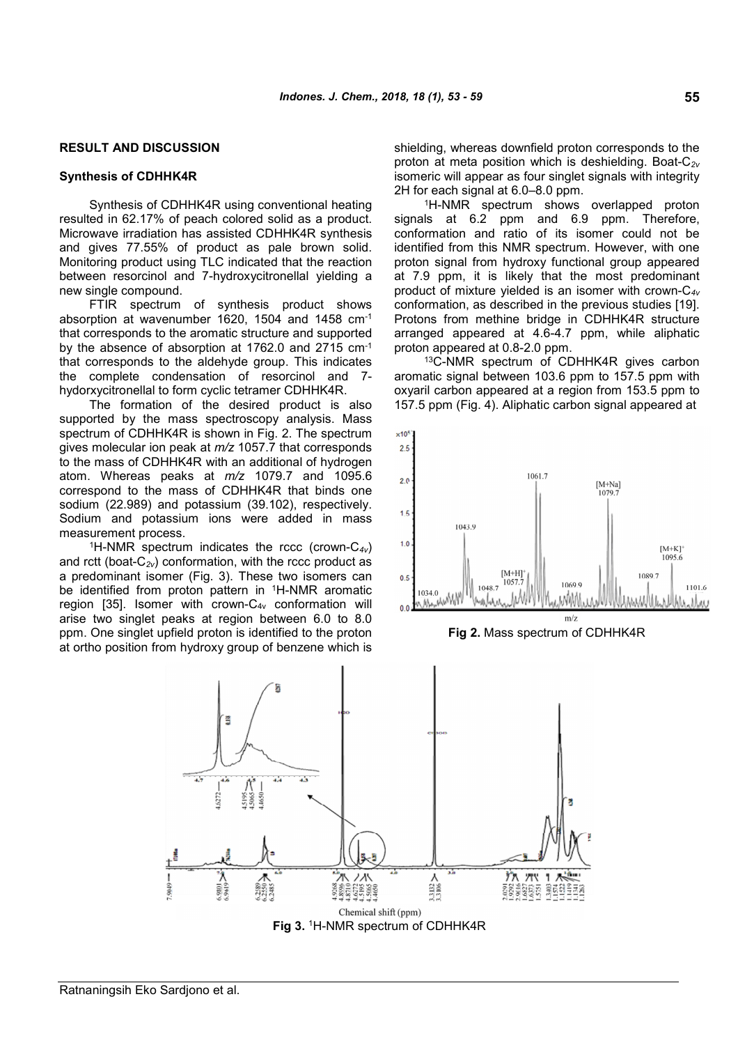## RESULT AND DISCUSSION

### Synthesis of CDHHK4R

Synthesis of CDHHK4R using conventional heating resulted in 62.17% of peach colored solid as a product. Microwave irradiation has assisted CDHHK4R synthesis and gives 77.55% of product as pale brown solid. Monitoring product using TLC indicated that the reaction between resorcinol and 7-hydroxycitronellal yielding a new single compound.

FTIR spectrum of synthesis product shows absorption at wavenumber 1620, 1504 and 1458 $cm^{-1}$ that corresponds to the aromatic structure and supported by the absence of absorption at 1762.0 and 2715 $cm^{-1}$ that corresponds to the aldehyde group. This indicates the complete condensation of resorcinol and 7-hydorxycitronellal to form cyclic tetramer CDHHK4R.

The formation of the desired product is also supported by the mass spectroscopy analysis. Mass spectrum of CDHHK4R is shown in Fig. 2. The spectrum gives molecular ion peak at *m/z* 1057.7 that corresponds to the mass of CDHHK4R with an additional of hydrogen atom. Whereas peaks at *m/z* 1079.7 and 1095.6 correspond to the mass of CDHHK4R that binds one sodium (22.989) and potassium (39.102), respectively. Sodium and potassium ions were added in mass measurement process.

$^1$H-NMR spectrum indicates the rccc (crown-$C_{4v}$) and rctt (boat-$C_{2v}$) conformation, with the rccc product as a predominant isomer (Fig. 3). These two isomers can be identified from proton pattern in $^1$H-NMR aromatic region [35]. Isomer with crown-$C_{4v}$ conformation will arise two singlet peaks at region between 6.0 to 8.0 ppm. One singlet upfield proton is identified to the proton at ortho position from hydroxy group of benzene which is shielding, whereas downfield proton corresponds to the proton at meta position which is deshielding. Boat-$C_{2v}$ isomeric will appear as four singlet signals with integrity 2H for each signal at 6.0–8.0 ppm.

$^1$H-NMR spectrum shows overlapped proton signals at 6.2 ppm and 6.9 ppm. Therefore, conformation and ratio of its isomer could not be identified from this NMR spectrum. However, with one proton signal from hydroxy functional group appeared at 7.9 ppm, it is likely that the most predominant product of mixture yielded is an isomer with crown-$C_{4v}$ conformation, as described in the previous studies [19]. Protons from methine bridge in CDHHK4R structure arranged appeared at 4.6-4.7 ppm, while aliphatic proton appeared at 0.8-2.0 ppm.

$^{13}$C-NMR spectrum of CDHHK4R gives carbon aromatic signal between 103.6 ppm to 157.5 ppm with oxyaril carbon appeared at a region from 153.5 ppm to 157.5 ppm (Fig. 4). Aliphatic carbon signal appeared at

**Fig 2.** Mass spectrum of CDHHK4R

**Fig 3.** $^1$H-NMR spectrum of CDHHK4R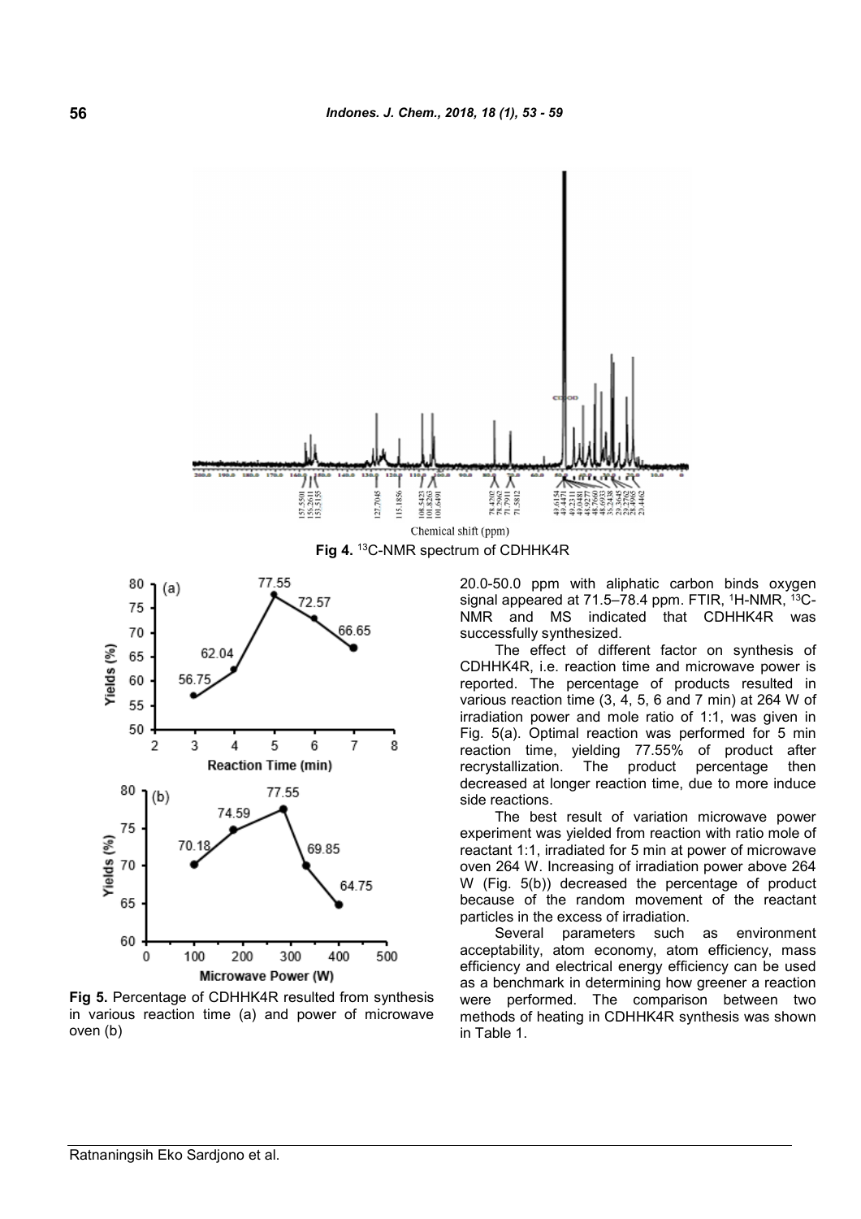Fig 4. $^{13}$C-NMR spectrum of CDHHK4R

Fig 5. Percentage of CDHHK4R resulted from synthesis in various reaction time (a) and power of microwave oven (b)

20.0-50.0 ppm with aliphatic carbon binds oxygen signal appeared at 71.5–78.4 ppm. FTIR, $^{1}$H-NMR, $^{13}$C-NMR and MS indicated that CDHHK4R was successfully synthesized.

The effect of different factor on synthesis of CDHHK4R, i.e. reaction time and microwave power is reported. The percentage of products resulted in various reaction time (3, 4, 5, 6 and 7 min) at 264 W of irradiation power and mole ratio of 1:1, was given in Fig. 5(a). Optimal reaction was performed for 5 min reaction time, yielding 77.55% of product after recrystallization. The product percentage then decreased at longer reaction time, due to more induce side reactions.

The best result of variation microwave power experiment was yielded from reaction with ratio mole of reactant 1:1, irradiated for 5 min at power of microwave oven 264 W. Increasing of irradiation power above 264 W (Fig. 5(b)) decreased the percentage of product because of the random movement of the reactant particles in the excess of irradiation.

Several parameters such as environment acceptability, atom economy, atom efficiency, mass efficiency and electrical energy efficiency can be used as a benchmark in determining how greener a reaction were performed. The comparison between two methods of heating in CDHHK4R synthesis was shown in Table 1.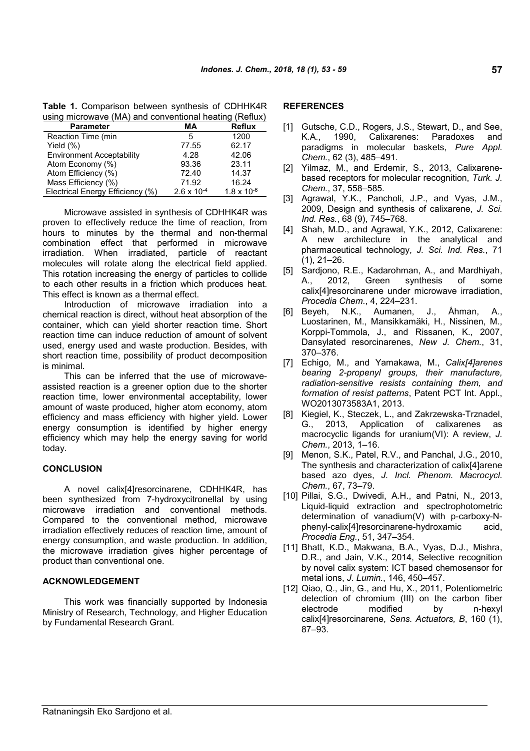**Table 1.** Comparison between synthesis of CDHHK4R using microwave (MA) and conventional heating (Reflux)

| Parameter | MA | Reflux |
|---|---|---|
| Reaction Time (min | 5 | 1200 |
| Yield (%) | 77.55 | 62.17 |
| Environment Acceptability | 4.28 | 42.06 |
| Atom Economy (%) | 93.36 | 23.11 |
| Atom Efficiency (%) | 72.40 | 14.37 |
| Mass Efficiency (%) | 71.92 | 16.24 |
| Electrical Energy Efficiency (%) | $2.6 \times 10^{-4}$ | $1.8 \times 10^{-6}$ |

Microwave assisted in synthesis of CDHHK4R was proven to effectively reduce the time of reaction, from hours to minutes by the thermal and non-thermal combination effect that performed in microwave irradiation. When irradiated, particle of reactant molecules will rotate along the electrical field applied. This rotation increasing the energy of particles to collide to each other results in a friction which produces heat. This effect is known as a thermal effect.

Introduction of microwave irradiation into a chemical reaction is direct, without heat absorption of the container, which can yield shorter reaction time. Short reaction time can induce reduction of amount of solvent used, energy used and waste production. Besides, with short reaction time, possibility of product decomposition is minimal.

This can be inferred that the use of microwave-assisted reaction is a greener option due to the shorter reaction time, lower environmental acceptability, lower amount of waste produced, higher atom economy, atom efficiency and mass efficiency with higher yield. Lower energy consumption is identified by higher energy efficiency which may help the energy saving for world today.

## CONCLUSION

A novel calix[4]resorcinarene, CDHHK4R, has been synthesized from 7-hydroxycitronellal by using microwave irradiation and conventional methods. Compared to the conventional method, microwave irradiation effectively reduces of reaction time, amount of energy consumption, and waste production. In addition, the microwave irradiation gives higher percentage of product than conventional one.

## ACKNOWLEDGEMENT

This work was financially supported by Indonesia Ministry of Research, Technology, and Higher Education by Fundamental Research Grant.

## REFERENCES

[1] Gutsche, C.D., Rogers, J.S., Stewart, D., and See, K.A., 1990, Calixarenes: Paradoxes and paradigms in molecular baskets, *Pure Appl. Chem.*, 62 (3), 485–491.

[2] Yilmaz, M., and Erdemir, S., 2013, Calixarene-based receptors for molecular recognition, *Turk. J. Chem.*, 37, 558–585.

[3] Agrawal, Y.K., Pancholi, J.P., and Vyas, J.M., 2009, Design and synthesis of calixarene, *J. Sci. Ind. Res.*, 68 (9), 745–768.

[4] Shah, M.D., and Agrawal, Y.K., 2012, Calixarene: A new architecture in the analytical and pharmaceutical technology, *J. Sci. Ind. Res.*, 71 (1), 21–26.

[5] Sardjono, R.E., Kadarohman, A., and Mardhiyah, A., 2012, Green synthesis of some calix[4]resorcinarene under microwave irradiation, *Procedia Chem.*, 4, 224–231.

[6] Beyeh, N.K., Aumanen, J., Åhman, A., Luostarinen, M., Mansikkamäki, H., Nissinen, M., Korppi-Tommola, J., and Rissanen, K., 2007, Dansylated resorcinarenes, *New J. Chem.*, 31, 370–376.

[7] Echigo, M., and Yamakawa, M., *Calix[4]arenes bearing 2-propenyl groups, their manufacture, radiation-sensitive resists containing them, and formation of resist patterns*, Patent PCT Int. Appl., WO2013073583A1, 2013.

[8] Kiegiel, K., Steczek, L., and Zakrzewska-Trznadel, G., 2013, Application of calixarenes as macrocyclic ligands for uranium(VI): A review, *J. Chem.*, 2013, 1–16.

[9] Menon, S.K., Patel, R.V., and Panchal, J.G., 2010, The synthesis and characterization of calix[4]arene based azo dyes, *J. Incl. Phenom. Macrocycl. Chem.*, 67, 73–79.

[10] Pillai, S.G., Dwivedi, A.H., and Patni, N., 2013, Liquid-liquid extraction and spectrophotometric determination of vanadium(V) with p-carboxy-N-phenyl-calix[4]resorcinarene-hydroxamic acid, *Procedia Eng.*, 51, 347–354.

[11] Bhatt, K.D., Makwana, B.A., Vyas, D.J., Mishra, D.R., and Jain, V.K., 2014, Selective recognition by novel calix system: ICT based chemosensor for metal ions, *J. Lumin.*, 146, 450–457.

[12] Qiao, Q., Jin, G., and Hu, X., 2011, Potentiometric detection of chromium (III) on the carbon fiber electrode modified by n-hexyl calix[4]resorcinarene, *Sens. Actuators, B*, 160 (1), 87–93.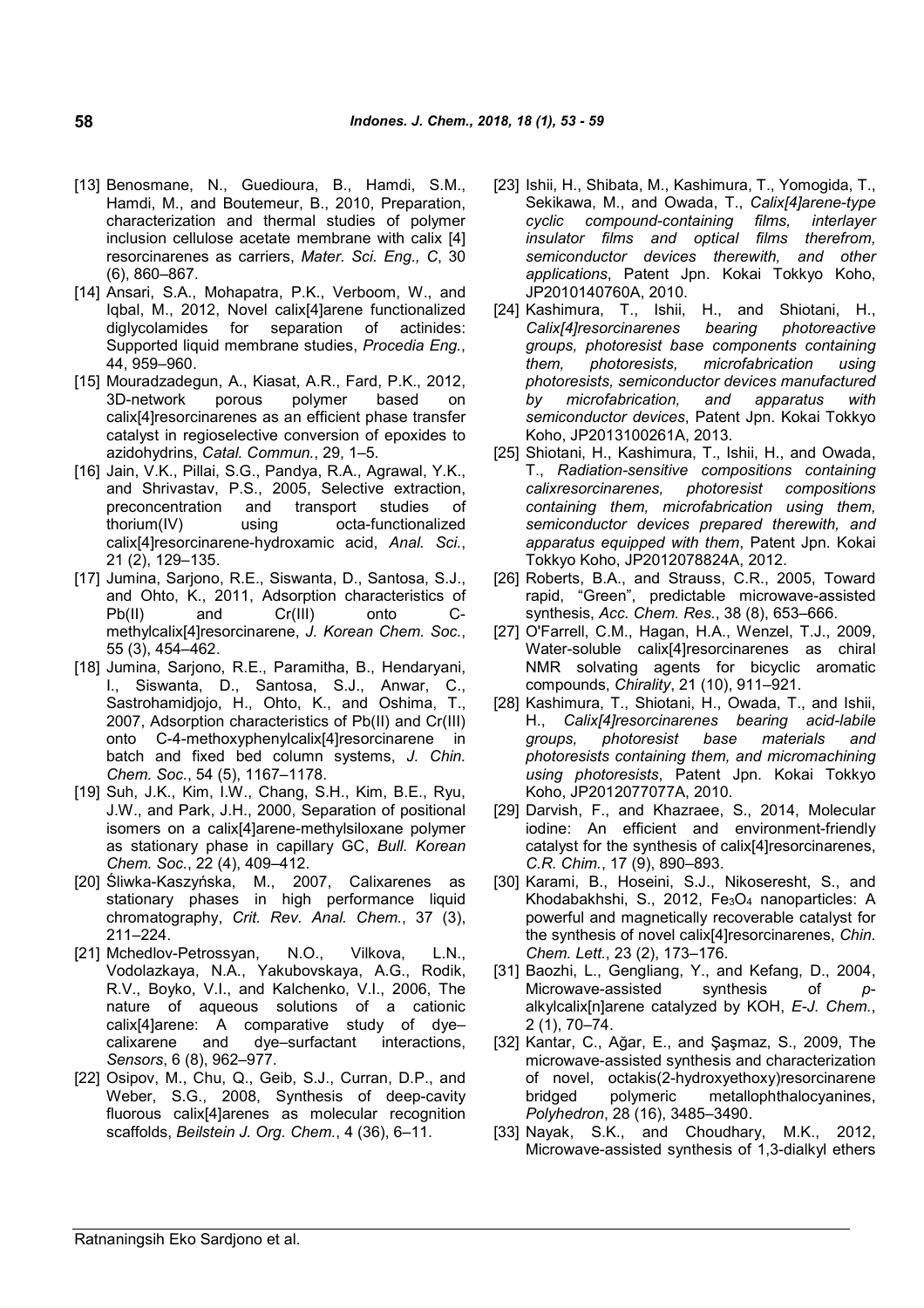[13] Benosmane, N., Guedioura, B., Hamdi, S.M., Hamdi, M., and Boutemeur, B., 2010, Preparation, characterization and thermal studies of polymer inclusion cellulose acetate membrane with calix [4] resorcinarenes as carriers, *Mater. Sci. Eng., C*, 30 (6), 860–867.

[14] Ansari, S.A., Mohapatra, P.K., Verboom, W., and Iqbal, M., 2012, Novel calix[4]arene functionalized diglycolamides for separation of actinides: Supported liquid membrane studies, *Procedia Eng.*, 44, 959–960.

[15] Mouradzadegun, A., Kiasat, A.R., Fard, P.K., 2012, 3D-network porous polymer based on calix[4]resorcinarenes as an efficient phase transfer catalyst in regioselective conversion of epoxides to azidohydrins, *Catal. Commun.*, 29, 1–5.

[16] Jain, V.K., Pillai, S.G., Pandya, R.A., Agrawal, Y.K., and Shrivastav, P.S., 2005, Selective extraction, preconcentration and transport studies of thorium(IV) using octa-functionalized calix[4]resorcinarene-hydroxamic acid, *Anal. Sci.*, 21 (2), 129–135.

[17] Jumina, Sarjono, R.E., Siswanta, D., Santosa, S.J., and Ohto, K., 2011, Adsorption characteristics of Pb(II) and Cr(III) onto C-methylcalix[4]resorcinarene, *J. Korean Chem. Soc.*, 55 (3), 454–462.

[18] Jumina, Sarjono, R.E., Paramitha, B., Hendaryani, I., Siswanta, D., Santosa, S.J., Anwar, C., Sastrohamidjojo, H., Ohto, K., and Oshima, T., 2007, Adsorption characteristics of Pb(II) and Cr(III) onto C-4-methoxyphenylcalix[4]resorcinarene in batch and fixed bed column systems, *J. Chin. Chem. Soc.*, 54 (5), 1167–1178.

[19] Suh, J.K., Kim, I.W., Chang, S.H., Kim, B.E., Ryu, J.W., and Park, J.H., 2000, Separation of positional isomers on a calix[4]arene-methylsiloxane polymer as stationary phase in capillary GC, *Bull. Korean Chem. Soc.*, 22 (4), 409–412.

[20] Śliwka-Kaszyńska, M., 2007, Calixarenes as stationary phases in high performance liquid chromatography, *Crit. Rev. Anal. Chem.*, 37 (3), 211–224.

[21] Mchedlov-Petrossyan, N.O., Vilkova, L.N., Vodolazkaya, N.A., Yakubovskaya, A.G., Rodik, R.V., Boyko, V.I., and Kalchenko, V.I., 2006, The nature of aqueous solutions of a cationic calix[4]arene: A comparative study of dye–calixarene and dye–surfactant interactions, *Sensors*, 6 (8), 962–977.

[22] Osipov, M., Chu, Q., Geib, S.J., Curran, D.P., and Weber, S.G., 2008, Synthesis of deep-cavity fluorous calix[4]arenes as molecular recognition scaffolds, *Beilstein J. Org. Chem.*, 4 (36), 6–11.

[23] Ishii, H., Shibata, M., Kashimura, T., Yomogida, T., Sekikawa, M., and Owada, T., *Calix[4]arene-type cyclic compound-containing films, interlayer insulator films and optical films therefrom, semiconductor devices therewith, and other applications*, Patent Jpn. Kokai Tokkyo Koho, JP2010140760A, 2010.

[24] Kashimura, T., Ishii, H., and Shiotani, H., *Calix[4]resorcinarenes bearing photoreactive groups, photoresist base components containing them, photoresists, microfabrication using photoresists, semiconductor devices manufactured by microfabrication, and apparatus with semiconductor devices*, Patent Jpn. Kokai Tokkyo Koho, JP2013100261A, 2013.

[25] Shiotani, H., Kashimura, T., Ishii, H., and Owada, T., *Radiation-sensitive compositions containing calixresorcinarenes, photoresist compositions containing them, microfabrication using them, semiconductor devices prepared therewith, and apparatus equipped with them*, Patent Jpn. Kokai Tokkyo Koho, JP2012078824A, 2012.

[26] Roberts, B.A., and Strauss, C.R., 2005, Toward rapid, "Green", predictable microwave-assisted synthesis, *Acc. Chem. Res.*, 38 (8), 653–666.

[27] O'Farrell, C.M., Hagan, H.A., Wenzel, T.J., 2009, Water-soluble calix[4]resorcinarenes as chiral NMR solvating agents for bicyclic aromatic compounds, *Chirality*, 21 (10), 911–921.

[28] Kashimura, T., Shiotani, H., Owada, T., and Ishii, H., *Calix[4]resorcinarenes bearing acid-labile groups, photoresist base materials and photoresists containing them, and micromachining using photoresists*, Patent Jpn. Kokai Tokkyo Koho, JP2012077077A, 2010.

[29] Darvish, F., and Khazraee, S., 2014, Molecular iodine: An efficient and environment-friendly catalyst for the synthesis of calix[4]resorcinarenes, *C.R. Chim.*, 17 (9), 890–893.

[30] Karami, B., Hoseini, S.J., Nikoseresht, S., and Khodabakhshi, S., 2012, $Fe_3O_4$ nanoparticles: A powerful and magnetically recoverable catalyst for the synthesis of novel calix[4]resorcinarenes, *Chin. Chem. Lett.*, 23 (2), 173–176.

[31] Baozhi, L., Gengliang, Y., and Kefang, D., 2004, Microwave-assisted synthesis of *p*-alkylcalix[n]arene catalyzed by KOH, *E-J. Chem.*, 2 (1), 70–74.

[32] Kantar, C., Ağar, E., and Şaşmaz, S., 2009, The microwave-assisted synthesis and characterization of novel, octakis(2-hydroxyethoxy)resorcinarene bridged polymeric metallophthalocyanines, *Polyhedron*, 28 (16), 3485–3490.

[33] Nayak, S.K., and Choudhary, M.K., 2012, Microwave-assisted synthesis of 1,3-dialkyl ethers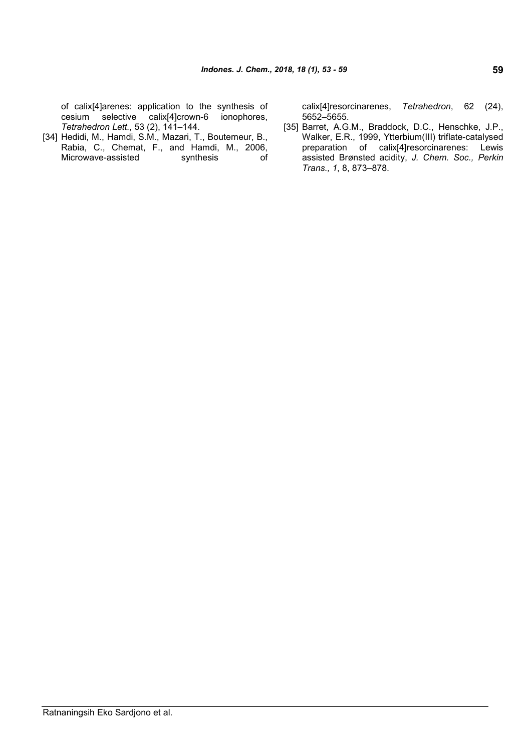of calix[4]arenes: application to the synthesis of cesium selective calix[4]crown-6 ionophores, *Tetrahedron Lett.*, 53 (2), 141–144.

[34] Hedidi, M., Hamdi, S.M., Mazari, T., Boutemeur, B., Rabia, C., Chemat, F., and Hamdi, M., 2006, Microwave-assisted synthesis of calix[4]resorcinarenes, *Tetrahedron*, 62 (24), 5652–5655.

[35] Barret, A.G.M., Braddock, D.C., Henschke, J.P., Walker, E.R., 1999, Ytterbium(III) triflate-catalysed preparation of calix[4]resorcinarenes: Lewis assisted Brønsted acidity, *J. Chem. Soc., Perkin Trans., 1*, 8, 873–878.